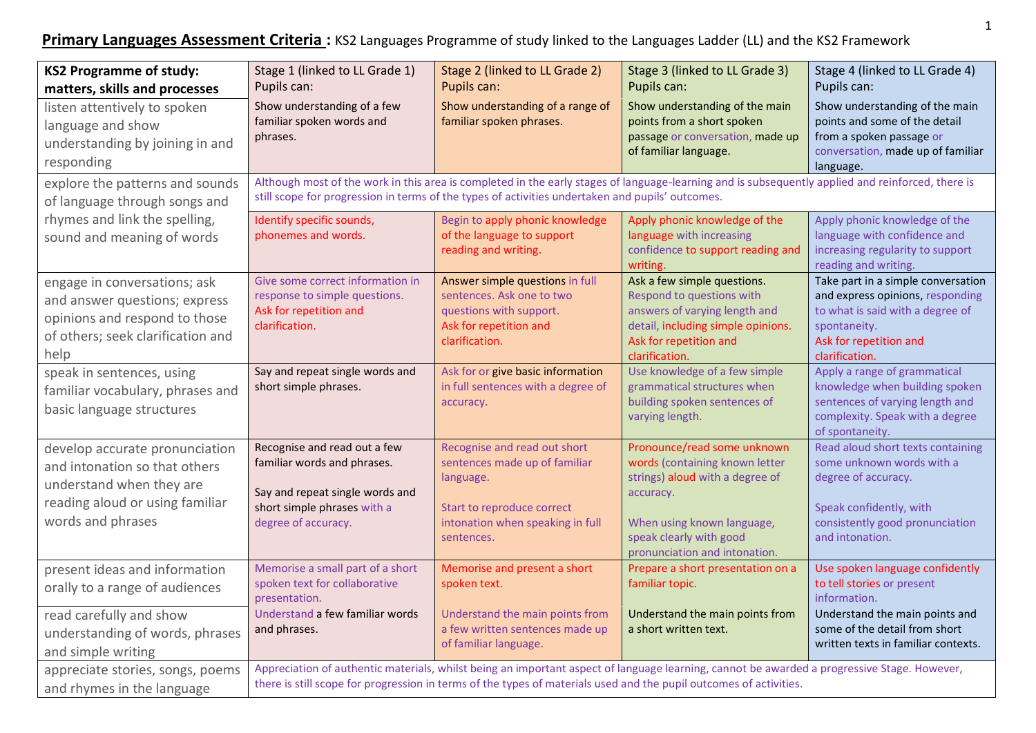**Primary Languages Assessment Criteria :** KS2 Languages Programme of study linked to the Languages Ladder (LL) and the KS2 Framework

| **KS2 Programme of study: matters, skills and processes** | Stage 1 (linked to LL Grade 1) Pupils can: | Stage 2 (linked to LL Grade 2) Pupils can: | Stage 3 (linked to LL Grade 3) Pupils can: | Stage 4 (linked to LL Grade 4) Pupils can: |
|---|---|---|---|---|
| listen attentively to spoken language and show understanding by joining in and responding | Show understanding of a few familiar spoken words and phrases. | Show understanding of a range of familiar spoken phrases. | Show understanding of the main points from a short spoken passage or conversation, made up of familiar language. | Show understanding of the main points and some of the detail from a spoken passage or conversation, made up of familiar language. |
| explore the patterns and sounds of language through songs and rhymes and link the spelling, sound and meaning of words | Although most of the work in this area is completed in the early stages of language-learning and is subsequently applied and reinforced, there is still scope for progression in terms of the types of activities undertaken and pupils' outcomes. | | | |
| | Identify specific sounds, phonemes and words. | Begin to apply phonic knowledge of the language to support reading and writing. | Apply phonic knowledge of the language with increasing confidence to support reading and writing. | Apply phonic knowledge of the language with confidence and increasing regularity to support reading and writing. |
| engage in conversations; ask and answer questions; express opinions and respond to those of others; seek clarification and help | Give some correct information in response to simple questions. Ask for repetition and clarification. | Answer simple questions in full sentences. Ask one to two questions with support. Ask for repetition and clarification. | Ask a few simple questions. Respond to questions with answers of varying length and detail, including simple opinions. Ask for repetition and clarification. | Take part in a simple conversation and express opinions, responding to what is said with a degree of spontaneity. Ask for repetition and clarification. |
| speak in sentences, using familiar vocabulary, phrases and basic language structures | Say and repeat single words and short simple phrases. | Ask for or give basic information in full sentences with a degree of accuracy. | Use knowledge of a few simple grammatical structures when building spoken sentences of varying length. | Apply a range of grammatical knowledge when building spoken sentences of varying length and complexity. Speak with a degree of spontaneity. |
| develop accurate pronunciation and intonation so that others understand when they are reading aloud or using familiar words and phrases | Recognise and read out a few familiar words and phrases.<br><br>Say and repeat single words and short simple phrases with a degree of accuracy. | Recognise and read out short sentences made up of familiar language.<br><br>Start to reproduce correct intonation when speaking in full sentences. | Pronounce/read some unknown words (containing known letter strings) aloud with a degree of accuracy.<br><br>When using known language, speak clearly with good pronunciation and intonation. | Read aloud short texts containing some unknown words with a degree of accuracy.<br><br>Speak confidently, with consistently good pronunciation and intonation. |
| present ideas and information orally to a range of audiences | Memorise a small part of a short spoken text for collaborative presentation. | Memorise and present a short spoken text. | Prepare a short presentation on a familiar topic. | Use spoken language confidently to tell stories or present information. |
| read carefully and show understanding of words, phrases and simple writing | Understand a few familiar words and phrases. | Understand the main points from a few written sentences made up of familiar language. | Understand the main points from a short written text. | Understand the main points and some of the detail from short written texts in familiar contexts. |
| appreciate stories, songs, poems and rhymes in the language | Appreciation of authentic materials, whilst being an important aspect of language learning, cannot be awarded a progressive Stage. However, there is still scope for progression in terms of the types of materials used and the pupil outcomes of activities. | | | |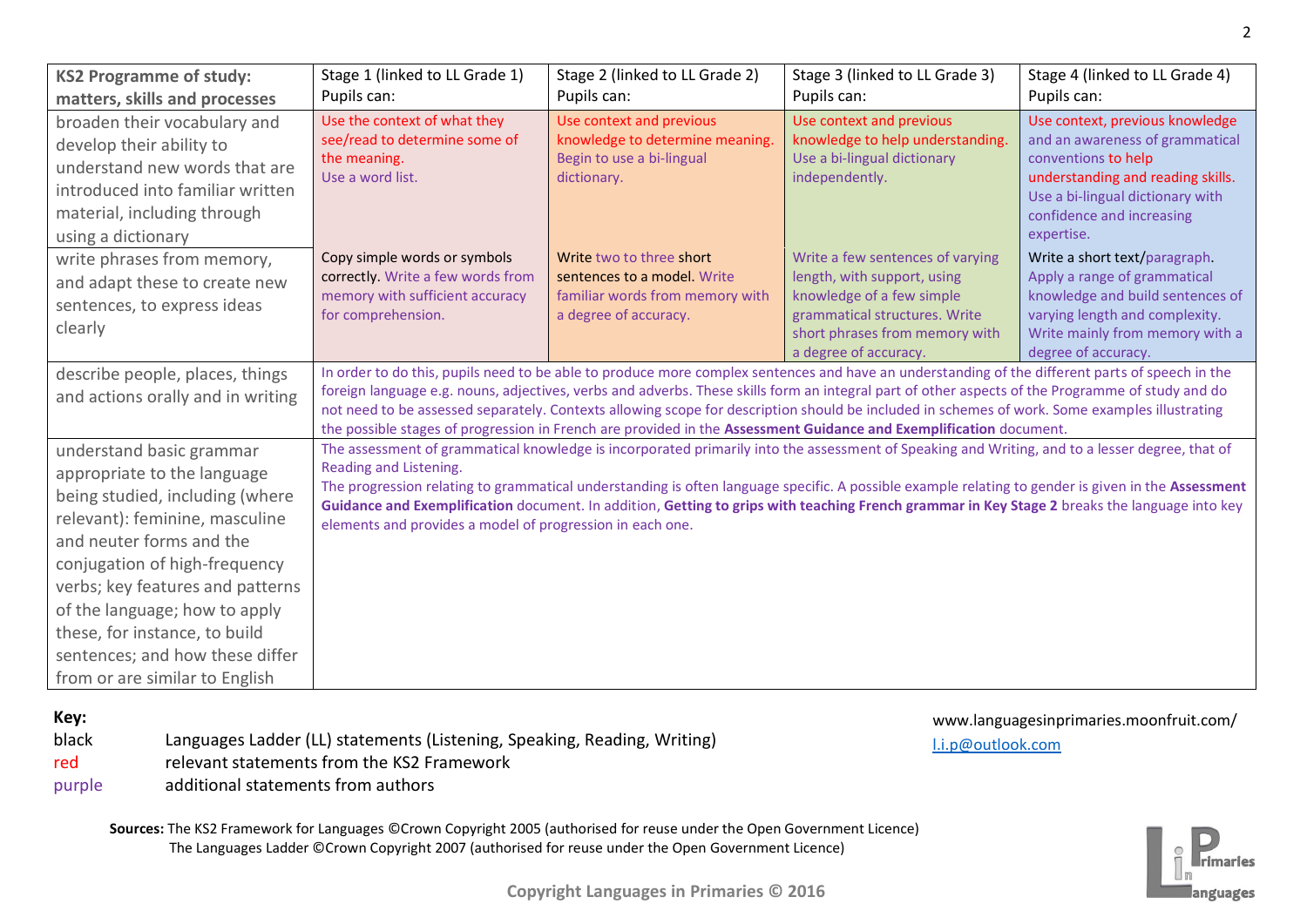| KS2 Programme of study: matters, skills and processes | Stage 1 (linked to LL Grade 1) Pupils can: | Stage 2 (linked to LL Grade 2) Pupils can: | Stage 3 (linked to LL Grade 3) Pupils can: | Stage 4 (linked to LL Grade 4) Pupils can: |
|---|---|---|---|---|
| broaden their vocabulary and develop their ability to understand new words that are introduced into familiar written material, including through using a dictionary | Use the context of what they see/read to determine some of the meaning. Use a word list. | Use context and previous knowledge to determine meaning. Begin to use a bi-lingual dictionary. | Use context and previous knowledge to help understanding. Use a bi-lingual dictionary independently. | Use context, previous knowledge and an awareness of grammatical conventions to help understanding and reading skills. Use a bi-lingual dictionary with confidence and increasing expertise. |
| write phrases from memory, and adapt these to create new sentences, to express ideas clearly | Copy simple words or symbols correctly. Write a few words from memory with sufficient accuracy for comprehension. | Write two to three short sentences to a model. Write familiar words from memory with a degree of accuracy. | Write a few sentences of varying length, with support, using knowledge of a few simple grammatical structures. Write short phrases from memory with a degree of accuracy. | Write a short text/paragraph. Apply a range of grammatical knowledge and build sentences of varying length and complexity. Write mainly from memory with a degree of accuracy. |
| describe people, places, things and actions orally and in writing | In order to do this, pupils need to be able to produce more complex sentences and have an understanding of the different parts of speech in the foreign language e.g. nouns, adjectives, verbs and adverbs. These skills form an integral part of other aspects of the Programme of study and do not need to be assessed separately. Contexts allowing scope for description should be included in schemes of work. Some examples illustrating the possible stages of progression in French are provided in the **Assessment Guidance and Exemplification** document. | | | |
| understand basic grammar appropriate to the language being studied, including (where relevant): feminine, masculine and neuter forms and the conjugation of high-frequency verbs; key features and patterns of the language; how to apply these, for instance, to build sentences; and how these differ from or are similar to English | The assessment of grammatical knowledge is incorporated primarily into the assessment of Speaking and Writing, and to a lesser degree, that of Reading and Listening. The progression relating to grammatical understanding is often language specific. A possible example relating to gender is given in the **Assessment Guidance and Exemplification** document. In addition, **Getting to grips with teaching French grammar in Key Stage 2** breaks the language into key elements and provides a model of progression in each one. | | | |

**Key:**

| | |
|---|---|
| black | Languages Ladder (LL) statements (Listening, Speaking, Reading, Writing) |
| red | relevant statements from the KS2 Framework |
| purple | additional statements from authors |

www.languagesinprimaries.moonfruit.com/
l.i.p@outlook.com

**Sources:** The KS2 Framework for Languages ©Crown Copyright 2005 (authorised for reuse under the Open Government Licence)
The Languages Ladder ©Crown Copyright 2007 (authorised for reuse under the Open Government Licence)

Copyright Languages in Primaries © 2016